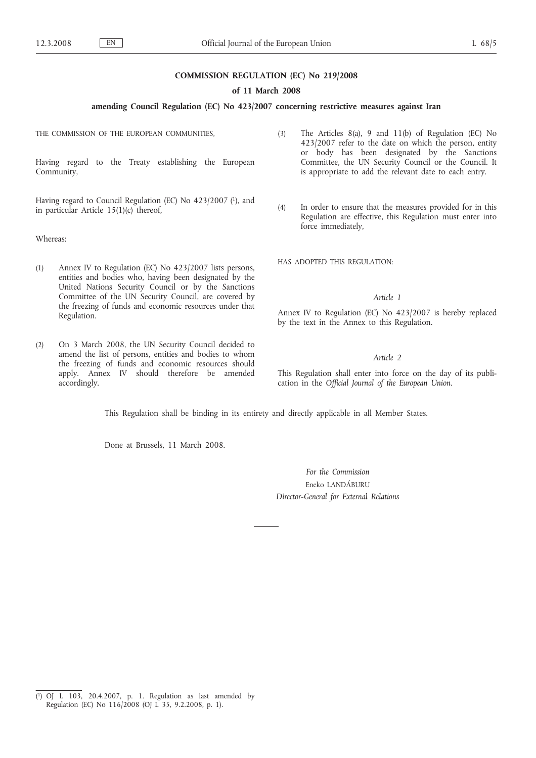**COMMISSION REGULATION (EC) No 219/2008**

**of 11 March 2008**

**amending Council Regulation (EC) No 423/2007 concerning restrictive measures against Iran**

THE COMMISSION OF THE EUROPEAN COMMUNITIES,

Having regard to the Treaty establishing the European Community,

Having regard to Council Regulation (EC) No 423/2007 [1], and in particular Article 15(1)(c) thereof,

Whereas:

(1) Annex IV to Regulation (EC) No 423/2007 lists persons, entities and bodies who, having been designated by the United Nations Security Council or by the Sanctions Committee of the UN Security Council, are covered by the freezing of funds and economic resources under that Regulation.

(2) On 3 March 2008, the UN Security Council decided to amend the list of persons, entities and bodies to whom the freezing of funds and economic resources should apply. Annex IV should therefore be amended accordingly.

(3) The Articles 8(a), 9 and 11(b) of Regulation (EC) No 423/2007 refer to the date on which the person, entity or body has been designated by the Sanctions Committee, the UN Security Council or the Council. It is appropriate to add the relevant date to each entry.

(4) In order to ensure that the measures provided for in this Regulation are effective, this Regulation must enter into force immediately,

HAS ADOPTED THIS REGULATION:

*Article 1*

Annex IV to Regulation (EC) No 423/2007 is hereby replaced by the text in the Annex to this Regulation.

*Article 2*

This Regulation shall enter into force on the day of its publication in the *Official Journal of the European Union*.

This Regulation shall be binding in its entirety and directly applicable in all Member States.

Done at Brussels, 11 March 2008.

*For the Commission*

Eneko LANDÁBURU

*Director-General for External Relations*

---

[1] OJ L 103, 20.4.2007, p. 1. Regulation as last amended by Regulation (EC) No 116/2008 (OJ L 35, 9.2.2008, p. 1).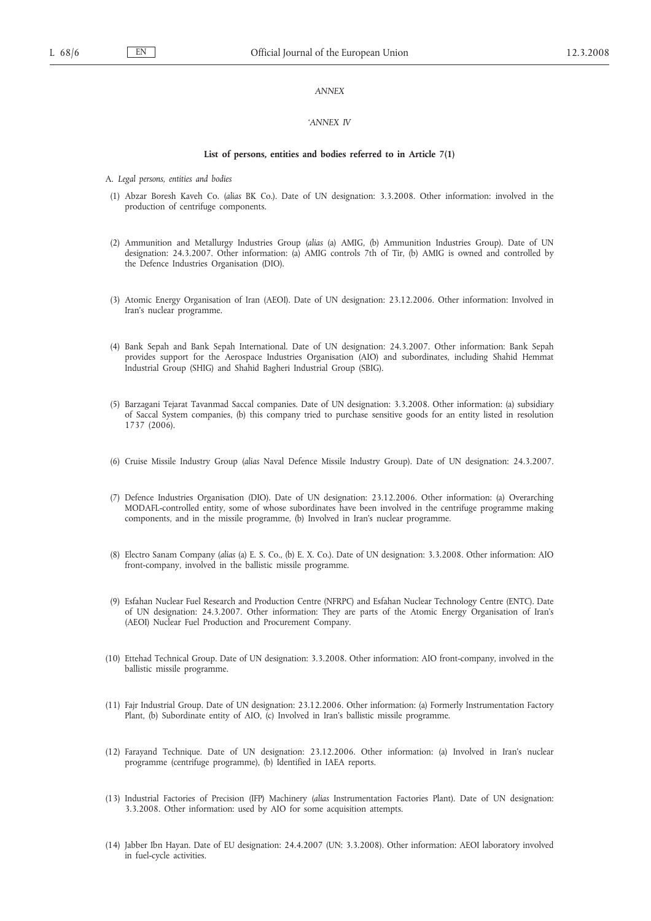*ANNEX*

*'ANNEX IV*

**List of persons, entities and bodies referred to in Article 7(1)**

A. *Legal persons, entities and bodies*

(1) Abzar Boresh Kaveh Co. (*alias* BK Co.). Date of UN designation: 3.3.2008. Other information: involved in the production of centrifuge components.

(2) Ammunition and Metallurgy Industries Group (*alias* (a) AMIG, (b) Ammunition Industries Group). Date of UN designation: 24.3.2007. Other information: (a) AMIG controls 7th of Tir, (b) AMIG is owned and controlled by the Defence Industries Organisation (DIO).

(3) Atomic Energy Organisation of Iran (AEOI). Date of UN designation: 23.12.2006. Other information: Involved in Iran's nuclear programme.

(4) Bank Sepah and Bank Sepah International. Date of UN designation: 24.3.2007. Other information: Bank Sepah provides support for the Aerospace Industries Organisation (AIO) and subordinates, including Shahid Hemmat Industrial Group (SHIG) and Shahid Bagheri Industrial Group (SBIG).

(5) Barzagani Tejarat Tavanmad Saccal companies. Date of UN designation: 3.3.2008. Other information: (a) subsidiary of Saccal System companies, (b) this company tried to purchase sensitive goods for an entity listed in resolution 1737 (2006).

(6) Cruise Missile Industry Group (*alias* Naval Defence Missile Industry Group). Date of UN designation: 24.3.2007.

(7) Defence Industries Organisation (DIO). Date of UN designation: 23.12.2006. Other information: (a) Overarching MODAFL-controlled entity, some of whose subordinates have been involved in the centrifuge programme making components, and in the missile programme, (b) Involved in Iran's nuclear programme.

(8) Electro Sanam Company (*alias* (a) E. S. Co., (b) E. X. Co.). Date of UN designation: 3.3.2008. Other information: AIO front-company, involved in the ballistic missile programme.

(9) Esfahan Nuclear Fuel Research and Production Centre (NFRPC) and Esfahan Nuclear Technology Centre (ENTC). Date of UN designation: 24.3.2007. Other information: They are parts of the Atomic Energy Organisation of Iran's (AEOI) Nuclear Fuel Production and Procurement Company.

(10) Ettehad Technical Group. Date of UN designation: 3.3.2008. Other information: AIO front-company, involved in the ballistic missile programme.

(11) Fajr Industrial Group. Date of UN designation: 23.12.2006. Other information: (a) Formerly Instrumentation Factory Plant, (b) Subordinate entity of AIO, (c) Involved in Iran's ballistic missile programme.

(12) Farayand Technique. Date of UN designation: 23.12.2006. Other information: (a) Involved in Iran's nuclear programme (centrifuge programme), (b) Identified in IAEA reports.

(13) Industrial Factories of Precision (IFP) Machinery (*alias* Instrumentation Factories Plant). Date of UN designation: 3.3.2008. Other information: used by AIO for some acquisition attempts.

(14) Jabber Ibn Hayan. Date of EU designation: 24.4.2007 (UN: 3.3.2008). Other information: AEOI laboratory involved in fuel-cycle activities.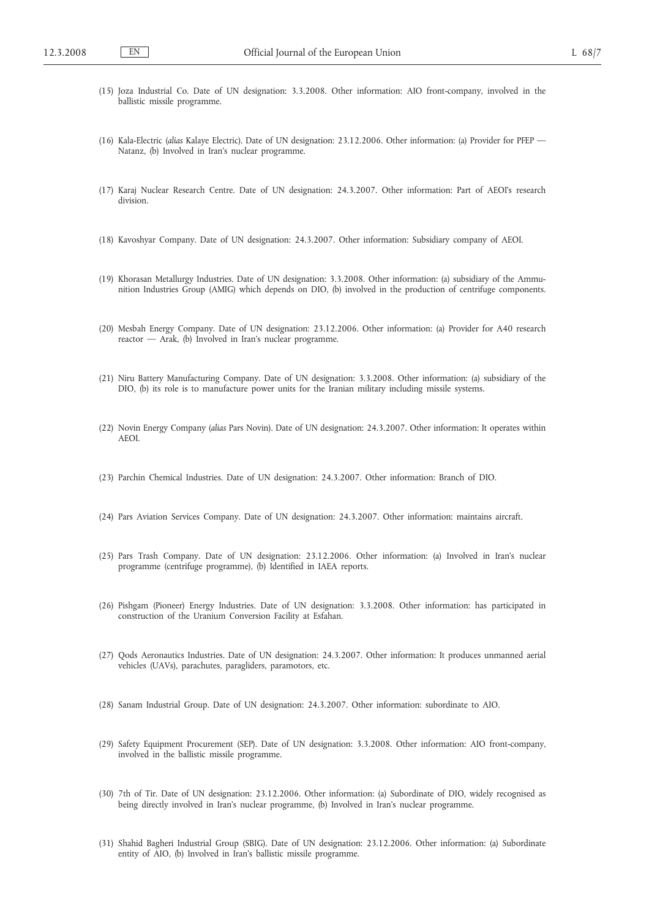(15) Joza Industrial Co. Date of UN designation: 3.3.2008. Other information: AIO front-company, involved in the ballistic missile programme.

(16) Kala-Electric (*alias* Kalaye Electric). Date of UN designation: 23.12.2006. Other information: (a) Provider for PFEP — Natanz, (b) Involved in Iran's nuclear programme.

(17) Karaj Nuclear Research Centre. Date of UN designation: 24.3.2007. Other information: Part of AEOI's research division.

(18) Kavoshyar Company. Date of UN designation: 24.3.2007. Other information: Subsidiary company of AEOI.

(19) Khorasan Metallurgy Industries. Date of UN designation: 3.3.2008. Other information: (a) subsidiary of the Ammunition Industries Group (AMIG) which depends on DIO, (b) involved in the production of centrifuge components.

(20) Mesbah Energy Company. Date of UN designation: 23.12.2006. Other information: (a) Provider for A40 research reactor — Arak, (b) Involved in Iran's nuclear programme.

(21) Niru Battery Manufacturing Company. Date of UN designation: 3.3.2008. Other information: (a) subsidiary of the DIO, (b) its role is to manufacture power units for the Iranian military including missile systems.

(22) Novin Energy Company (*alias* Pars Novin). Date of UN designation: 24.3.2007. Other information: It operates within AEOI.

(23) Parchin Chemical Industries. Date of UN designation: 24.3.2007. Other information: Branch of DIO.

(24) Pars Aviation Services Company. Date of UN designation: 24.3.2007. Other information: maintains aircraft.

(25) Pars Trash Company. Date of UN designation: 23.12.2006. Other information: (a) Involved in Iran's nuclear programme (centrifuge programme), (b) Identified in IAEA reports.

(26) Pishgam (Pioneer) Energy Industries. Date of UN designation: 3.3.2008. Other information: has participated in construction of the Uranium Conversion Facility at Esfahan.

(27) Qods Aeronautics Industries. Date of UN designation: 24.3.2007. Other information: It produces unmanned aerial vehicles (UAVs), parachutes, paragliders, paramotors, etc.

(28) Sanam Industrial Group. Date of UN designation: 24.3.2007. Other information: subordinate to AIO.

(29) Safety Equipment Procurement (SEP). Date of UN designation: 3.3.2008. Other information: AIO front-company, involved in the ballistic missile programme.

(30) 7th of Tir. Date of UN designation: 23.12.2006. Other information: (a) Subordinate of DIO, widely recognised as being directly involved in Iran's nuclear programme, (b) Involved in Iran's nuclear programme.

(31) Shahid Bagheri Industrial Group (SBIG). Date of UN designation: 23.12.2006. Other information: (a) Subordinate entity of AIO, (b) Involved in Iran's ballistic missile programme.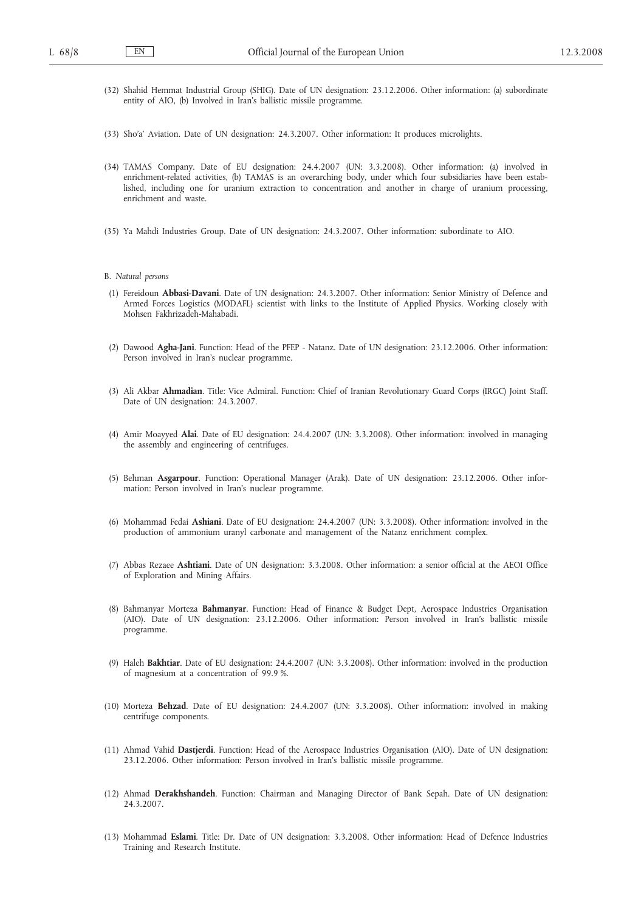(32) Shahid Hemmat Industrial Group (SHIG). Date of UN designation: 23.12.2006. Other information: (a) subordinate entity of AIO, (b) Involved in Iran's ballistic missile programme.

(33) Sho'a' Aviation. Date of UN designation: 24.3.2007. Other information: It produces microlights.

(34) TAMAS Company. Date of EU designation: 24.4.2007 (UN: 3.3.2008). Other information: (a) involved in enrichment-related activities, (b) TAMAS is an overarching body, under which four subsidiaries have been established, including one for uranium extraction to concentration and another in charge of uranium processing, enrichment and waste.

(35) Ya Mahdi Industries Group. Date of UN designation: 24.3.2007. Other information: subordinate to AIO.

B. *Natural persons*

(1) Fereidoun **Abbasi-Davani**. Date of UN designation: 24.3.2007. Other information: Senior Ministry of Defence and Armed Forces Logistics (MODAFL) scientist with links to the Institute of Applied Physics. Working closely with Mohsen Fakhrizadeh-Mahabadi.

(2) Dawood **Agha-Jani**. Function: Head of the PFEP - Natanz. Date of UN designation: 23.12.2006. Other information: Person involved in Iran's nuclear programme.

(3) Ali Akbar **Ahmadian**. Title: Vice Admiral. Function: Chief of Iranian Revolutionary Guard Corps (IRGC) Joint Staff. Date of UN designation: 24.3.2007.

(4) Amir Moayyed **Alai**. Date of EU designation: 24.4.2007 (UN: 3.3.2008). Other information: involved in managing the assembly and engineering of centrifuges.

(5) Behman **Asgarpour**. Function: Operational Manager (Arak). Date of UN designation: 23.12.2006. Other information: Person involved in Iran's nuclear programme.

(6) Mohammad Fedai **Ashiani**. Date of EU designation: 24.4.2007 (UN: 3.3.2008). Other information: involved in the production of ammonium uranyl carbonate and management of the Natanz enrichment complex.

(7) Abbas Rezaee **Ashtiani**. Date of UN designation: 3.3.2008. Other information: a senior official at the AEOI Office of Exploration and Mining Affairs.

(8) Bahmanyar Morteza **Bahmanyar**. Function: Head of Finance & Budget Dept, Aerospace Industries Organisation (AIO). Date of UN designation: 23.12.2006. Other information: Person involved in Iran's ballistic missile programme.

(9) Haleh **Bakhtiar**. Date of EU designation: 24.4.2007 (UN: 3.3.2008). Other information: involved in the production of magnesium at a concentration of 99.9 %.

(10) Morteza **Behzad**. Date of EU designation: 24.4.2007 (UN: 3.3.2008). Other information: involved in making centrifuge components.

(11) Ahmad Vahid **Dastjerdi**. Function: Head of the Aerospace Industries Organisation (AIO). Date of UN designation: 23.12.2006. Other information: Person involved in Iran's ballistic missile programme.

(12) Ahmad **Derakhshandeh**. Function: Chairman and Managing Director of Bank Sepah. Date of UN designation: 24.3.2007.

(13) Mohammad **Eslami**. Title: Dr. Date of UN designation: 3.3.2008. Other information: Head of Defence Industries Training and Research Institute.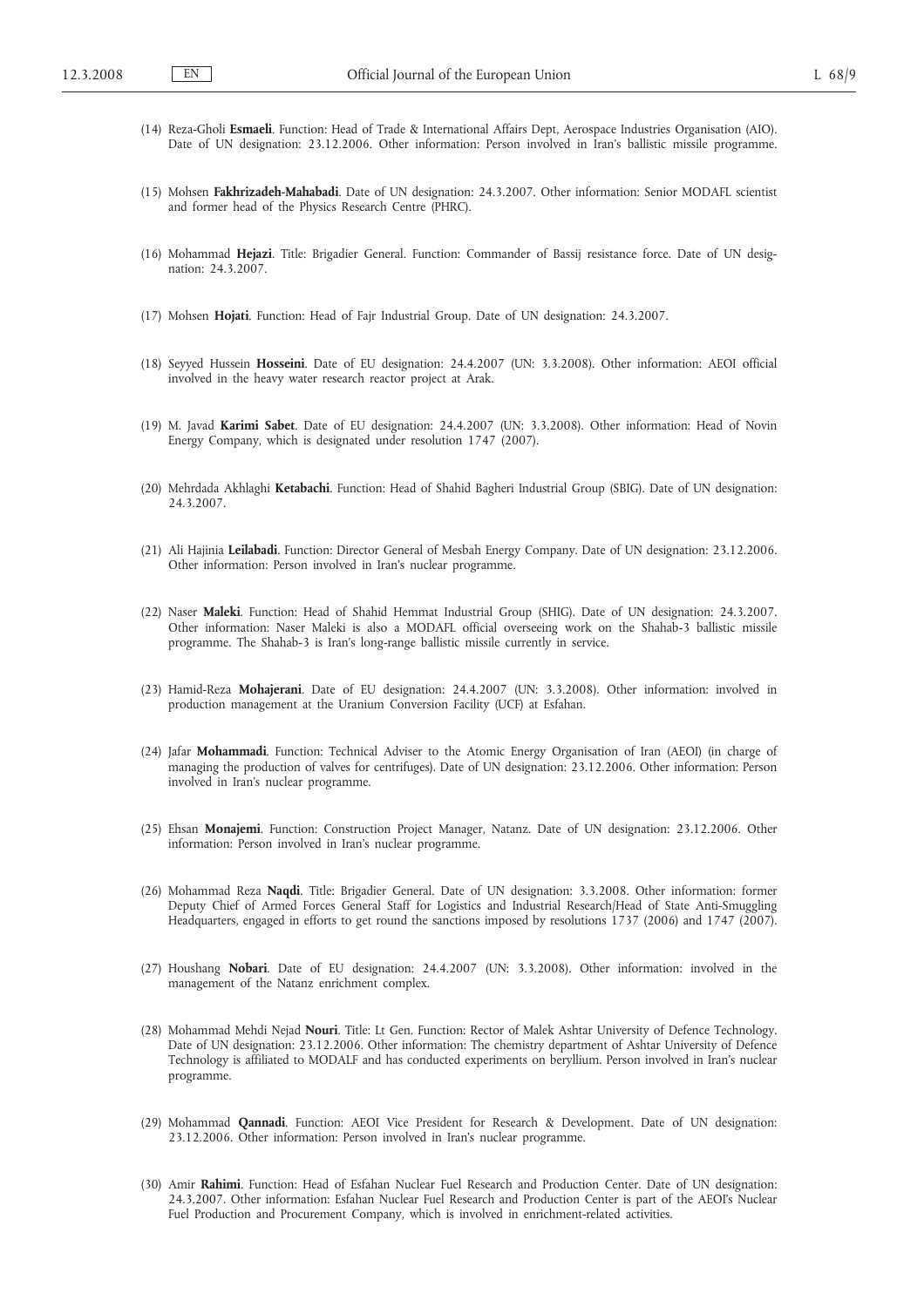(14) Reza-Gholi **Esmaeli**. Function: Head of Trade & International Affairs Dept, Aerospace Industries Organisation (AIO). Date of UN designation: 23.12.2006. Other information: Person involved in Iran's ballistic missile programme.

(15) Mohsen **Fakhrizadeh-Mahabadi**. Date of UN designation: 24.3.2007. Other information: Senior MODAFL scientist and former head of the Physics Research Centre (PHRC).

(16) Mohammad **Hejazi**. Title: Brigadier General. Function: Commander of Bassij resistance force. Date of UN designation: 24.3.2007.

(17) Mohsen **Hojati**. Function: Head of Fajr Industrial Group. Date of UN designation: 24.3.2007.

(18) Seyyed Hussein **Hosseini**. Date of EU designation: 24.4.2007 (UN: 3.3.2008). Other information: AEOI official involved in the heavy water research reactor project at Arak.

(19) M. Javad **Karimi Sabet**. Date of EU designation: 24.4.2007 (UN: 3.3.2008). Other information: Head of Novin Energy Company, which is designated under resolution 1747 (2007).

(20) Mehrdada Akhlaghi **Ketabachi**. Function: Head of Shahid Bagheri Industrial Group (SBIG). Date of UN designation: 24.3.2007.

(21) Ali Hajinia **Leilabadi**. Function: Director General of Mesbah Energy Company. Date of UN designation: 23.12.2006. Other information: Person involved in Iran's nuclear programme.

(22) Naser **Maleki**. Function: Head of Shahid Hemmat Industrial Group (SHIG). Date of UN designation: 24.3.2007. Other information: Naser Maleki is also a MODAFL official overseeing work on the Shahab-3 ballistic missile programme. The Shahab-3 is Iran's long-range ballistic missile currently in service.

(23) Hamid-Reza **Mohajerani**. Date of EU designation: 24.4.2007 (UN: 3.3.2008). Other information: involved in production management at the Uranium Conversion Facility (UCF) at Esfahan.

(24) Jafar **Mohammadi**. Function: Technical Adviser to the Atomic Energy Organisation of Iran (AEOI) (in charge of managing the production of valves for centrifuges). Date of UN designation: 23.12.2006. Other information: Person involved in Iran's nuclear programme.

(25) Ehsan **Monajemi**. Function: Construction Project Manager, Natanz. Date of UN designation: 23.12.2006. Other information: Person involved in Iran's nuclear programme.

(26) Mohammad Reza **Naqdi**. Title: Brigadier General. Date of UN designation: 3.3.2008. Other information: former Deputy Chief of Armed Forces General Staff for Logistics and Industrial Research/Head of State Anti-Smuggling Headquarters, engaged in efforts to get round the sanctions imposed by resolutions 1737 (2006) and 1747 (2007).

(27) Houshang **Nobari**. Date of EU designation: 24.4.2007 (UN: 3.3.2008). Other information: involved in the management of the Natanz enrichment complex.

(28) Mohammad Mehdi Nejad **Nouri**. Title: Lt Gen. Function: Rector of Malek Ashtar University of Defence Technology. Date of UN designation: 23.12.2006. Other information: The chemistry department of Ashtar University of Defence Technology is affiliated to MODALF and has conducted experiments on beryllium. Person involved in Iran's nuclear programme.

(29) Mohammad **Qannadi**. Function: AEOI Vice President for Research & Development. Date of UN designation: 23.12.2006. Other information: Person involved in Iran's nuclear programme.

(30) Amir **Rahimi**. Function: Head of Esfahan Nuclear Fuel Research and Production Center. Date of UN designation: 24.3.2007. Other information: Esfahan Nuclear Fuel Research and Production Center is part of the AEOI's Nuclear Fuel Production and Procurement Company, which is involved in enrichment-related activities.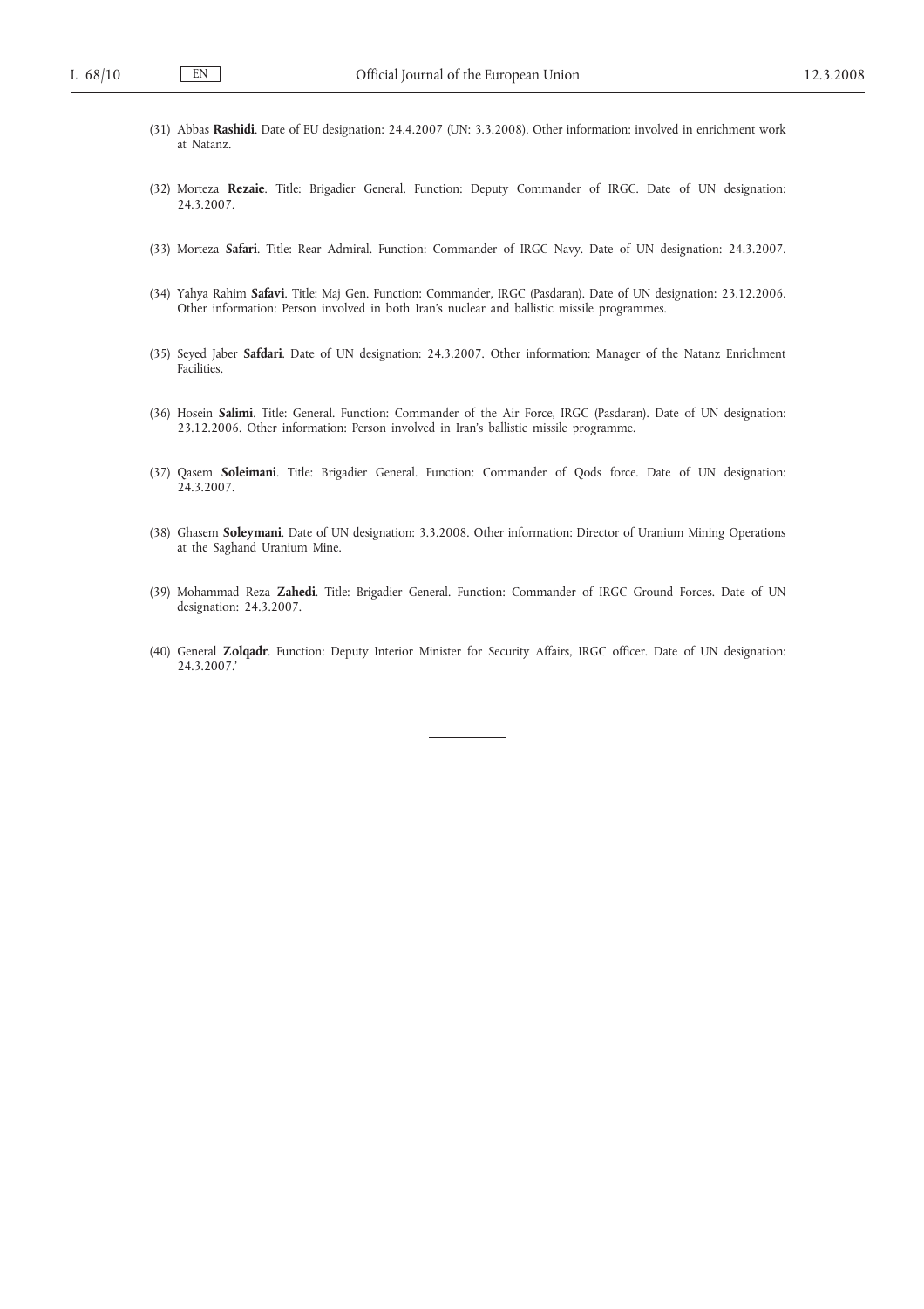(31) Abbas **Rashidi**. Date of EU designation: 24.4.2007 (UN: 3.3.2008). Other information: involved in enrichment work at Natanz.

(32) Morteza **Rezaie**. Title: Brigadier General. Function: Deputy Commander of IRGC. Date of UN designation: 24.3.2007.

(33) Morteza **Safari**. Title: Rear Admiral. Function: Commander of IRGC Navy. Date of UN designation: 24.3.2007.

(34) Yahya Rahim **Safavi**. Title: Maj Gen. Function: Commander, IRGC (Pasdaran). Date of UN designation: 23.12.2006. Other information: Person involved in both Iran's nuclear and ballistic missile programmes.

(35) Seyed Jaber **Safdari**. Date of UN designation: 24.3.2007. Other information: Manager of the Natanz Enrichment Facilities.

(36) Hosein **Salimi**. Title: General. Function: Commander of the Air Force, IRGC (Pasdaran). Date of UN designation: 23.12.2006. Other information: Person involved in Iran's ballistic missile programme.

(37) Qasem **Soleimani**. Title: Brigadier General. Function: Commander of Qods force. Date of UN designation: 24.3.2007.

(38) Ghasem **Soleymani**. Date of UN designation: 3.3.2008. Other information: Director of Uranium Mining Operations at the Saghand Uranium Mine.

(39) Mohammad Reza **Zahedi**. Title: Brigadier General. Function: Commander of IRGC Ground Forces. Date of UN designation: 24.3.2007.

(40) General **Zolqadr**. Function: Deputy Interior Minister for Security Affairs, IRGC officer. Date of UN designation: 24.3.2007.'